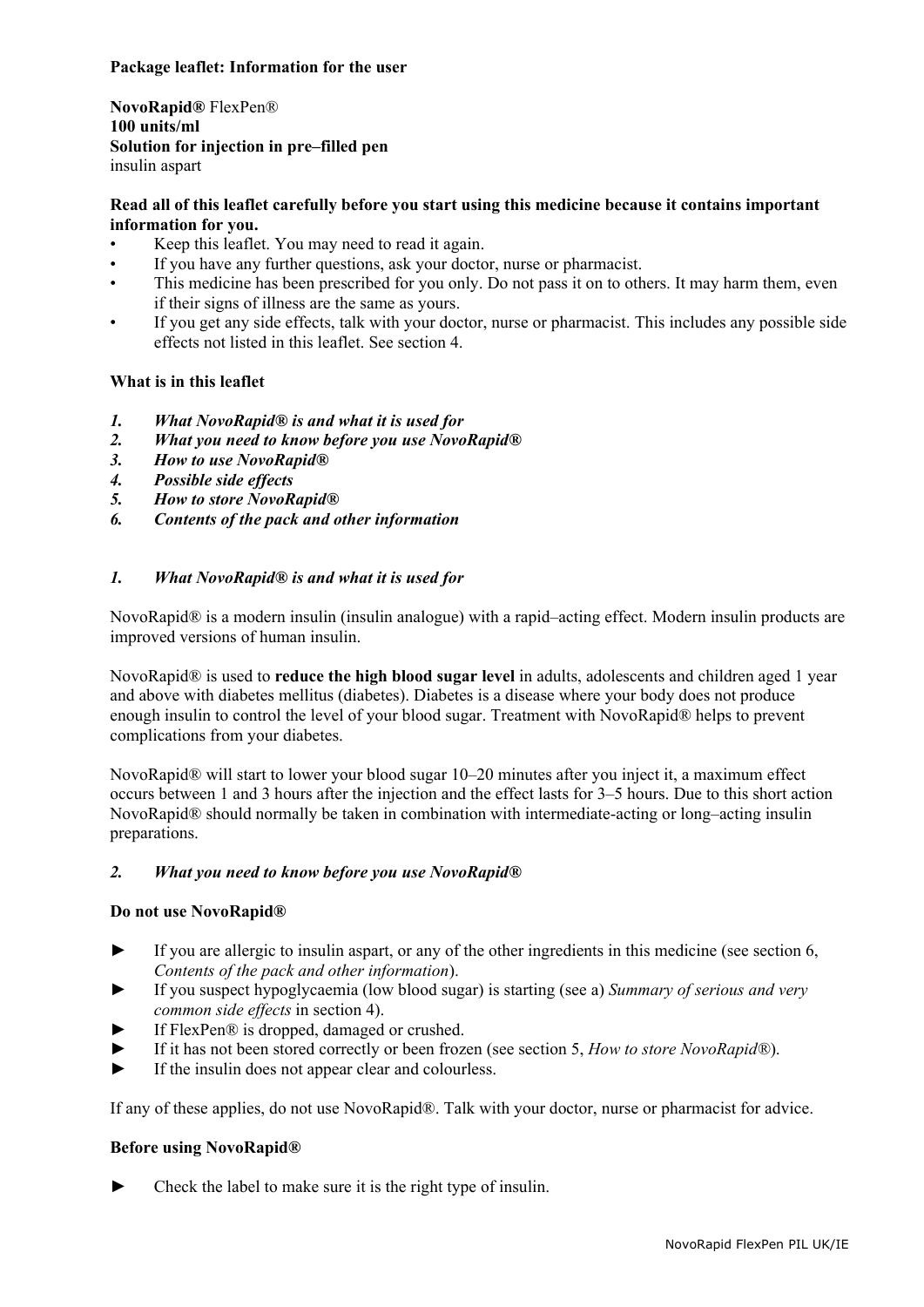**Package leaflet: Information for the user**

**NovoRapid®** FlexPen®
**100 units/ml**
**Solution for injection in pre–filled pen**
insulin aspart

**Read all of this leaflet carefully before you start using this medicine because it contains important information for you.**

- Keep this leaflet. You may need to read it again.
- If you have any further questions, ask your doctor, nurse or pharmacist.
- This medicine has been prescribed for you only. Do not pass it on to others. It may harm them, even if their signs of illness are the same as yours.
- If you get any side effects, talk with your doctor, nurse or pharmacist. This includes any possible side effects not listed in this leaflet. See section 4.

**What is in this leaflet**

1. ***What NovoRapid® is and what it is used for***
2. ***What you need to know before you use NovoRapid®***
3. ***How to use NovoRapid®***
4. ***Possible side effects***
5. ***How to store NovoRapid®***
6. ***Contents of the pack and other information***

## *1. What NovoRapid® is and what it is used for*

NovoRapid® is a modern insulin (insulin analogue) with a rapid–acting effect. Modern insulin products are improved versions of human insulin.

NovoRapid® is used to **reduce the high blood sugar level** in adults, adolescents and children aged 1 year and above with diabetes mellitus (diabetes). Diabetes is a disease where your body does not produce enough insulin to control the level of your blood sugar. Treatment with NovoRapid® helps to prevent complications from your diabetes.

NovoRapid® will start to lower your blood sugar 10–20 minutes after you inject it, a maximum effect occurs between 1 and 3 hours after the injection and the effect lasts for 3–5 hours. Due to this short action NovoRapid® should normally be taken in combination with intermediate-acting or long–acting insulin preparations.

## *2. What you need to know before you use NovoRapid®*

**Do not use NovoRapid®**

- ► If you are allergic to insulin aspart, or any of the other ingredients in this medicine (see section 6, *Contents of the pack and other information*).
- ► If you suspect hypoglycaemia (low blood sugar) is starting (see a) *Summary of serious and very common side effects* in section 4).
- ► If FlexPen® is dropped, damaged or crushed.
- ► If it has not been stored correctly or been frozen (see section 5, *How to store NovoRapid®*).
- ► If the insulin does not appear clear and colourless.

If any of these applies, do not use NovoRapid®. Talk with your doctor, nurse or pharmacist for advice.

**Before using NovoRapid®**

- ► Check the label to make sure it is the right type of insulin.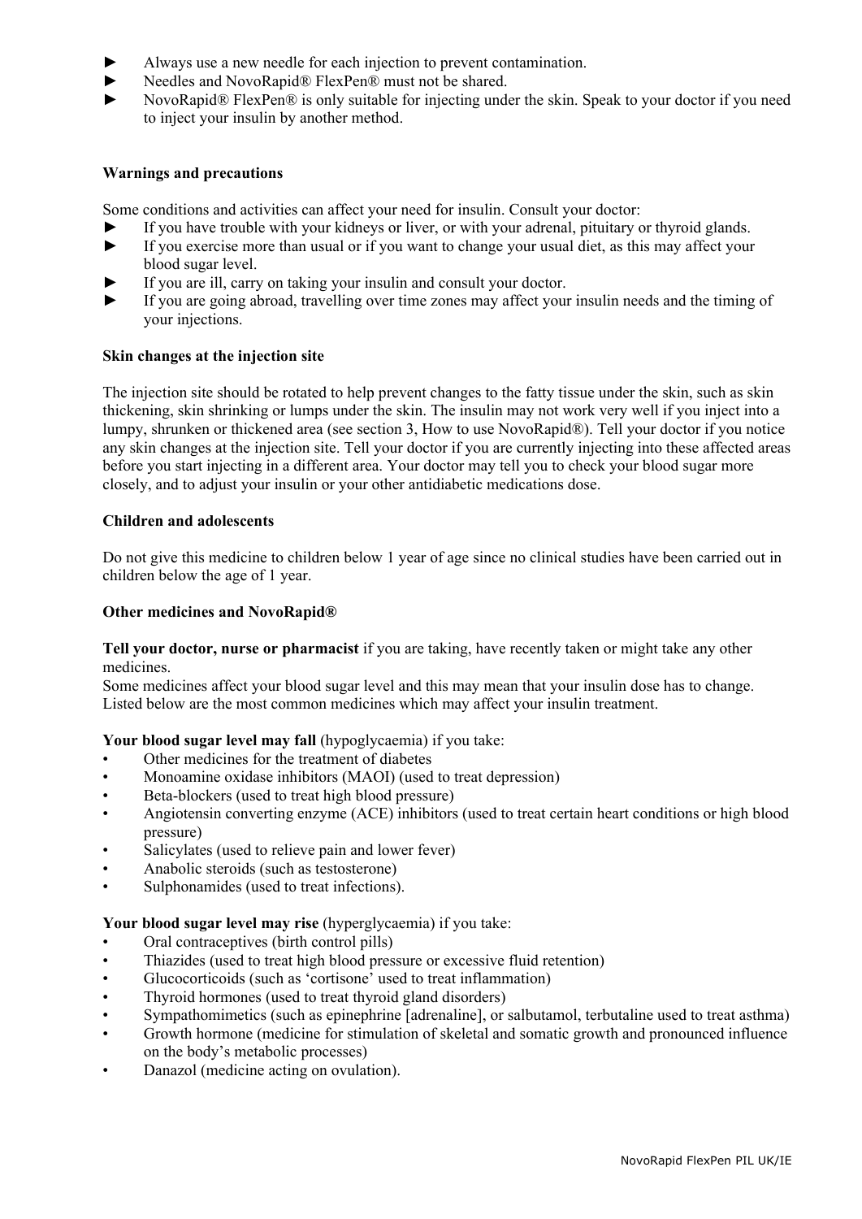- ► Always use a new needle for each injection to prevent contamination.
- ► Needles and NovoRapid® FlexPen® must not be shared.
- ► NovoRapid® FlexPen® is only suitable for injecting under the skin. Speak to your doctor if you need to inject your insulin by another method.

**Warnings and precautions**

Some conditions and activities can affect your need for insulin. Consult your doctor:

- ► If you have trouble with your kidneys or liver, or with your adrenal, pituitary or thyroid glands.
- ► If you exercise more than usual or if you want to change your usual diet, as this may affect your blood sugar level.
- ► If you are ill, carry on taking your insulin and consult your doctor.
- ► If you are going abroad, travelling over time zones may affect your insulin needs and the timing of your injections.

**Skin changes at the injection site**

The injection site should be rotated to help prevent changes to the fatty tissue under the skin, such as skin thickening, skin shrinking or lumps under the skin. The insulin may not work very well if you inject into a lumpy, shrunken or thickened area (see section 3, How to use NovoRapid®). Tell your doctor if you notice any skin changes at the injection site. Tell your doctor if you are currently injecting into these affected areas before you start injecting in a different area. Your doctor may tell you to check your blood sugar more closely, and to adjust your insulin or your other antidiabetic medications dose.

**Children and adolescents**

Do not give this medicine to children below 1 year of age since no clinical studies have been carried out in children below the age of 1 year.

**Other medicines and NovoRapid®**

**Tell your doctor, nurse or pharmacist** if you are taking, have recently taken or might take any other medicines.
Some medicines affect your blood sugar level and this may mean that your insulin dose has to change. Listed below are the most common medicines which may affect your insulin treatment.

**Your blood sugar level may fall** (hypoglycaemia) if you take:

- Other medicines for the treatment of diabetes
- Monoamine oxidase inhibitors (MAOI) (used to treat depression)
- Beta-blockers (used to treat high blood pressure)
- Angiotensin converting enzyme (ACE) inhibitors (used to treat certain heart conditions or high blood pressure)
- Salicylates (used to relieve pain and lower fever)
- Anabolic steroids (such as testosterone)
- Sulphonamides (used to treat infections).

**Your blood sugar level may rise** (hyperglycaemia) if you take:

- Oral contraceptives (birth control pills)
- Thiazides (used to treat high blood pressure or excessive fluid retention)
- Glucocorticoids (such as 'cortisone' used to treat inflammation)
- Thyroid hormones (used to treat thyroid gland disorders)
- Sympathomimetics (such as epinephrine [adrenaline], or salbutamol, terbutaline used to treat asthma)
- Growth hormone (medicine for stimulation of skeletal and somatic growth and pronounced influence on the body's metabolic processes)
- Danazol (medicine acting on ovulation).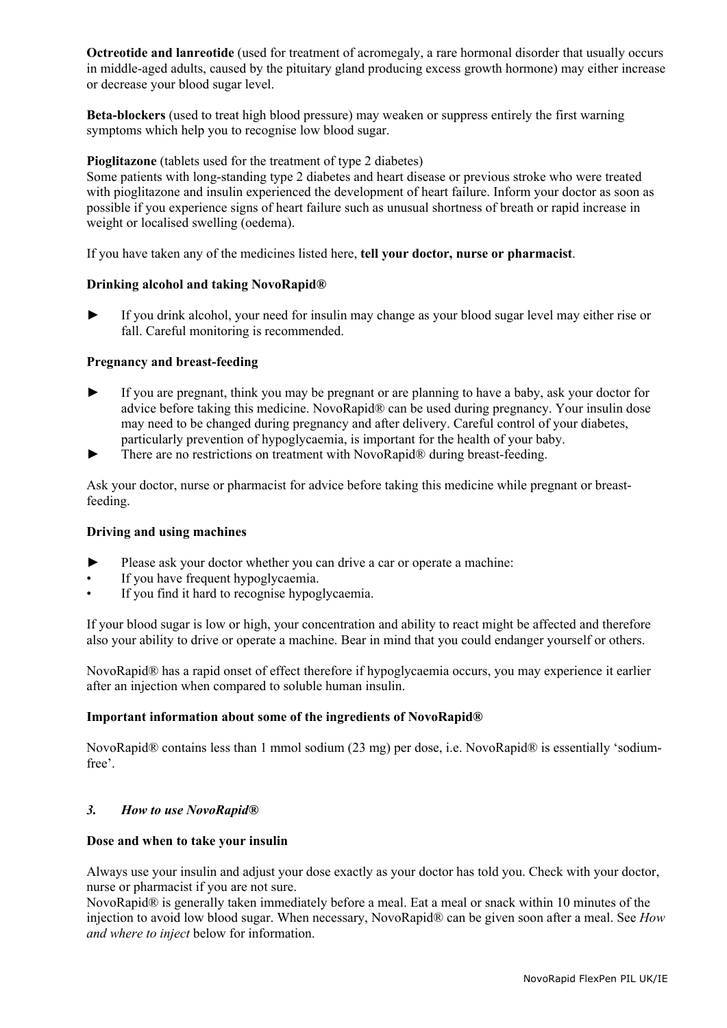**Octreotide and lanreotide** (used for treatment of acromegaly, a rare hormonal disorder that usually occurs in middle-aged adults, caused by the pituitary gland producing excess growth hormone) may either increase or decrease your blood sugar level.

**Beta-blockers** (used to treat high blood pressure) may weaken or suppress entirely the first warning symptoms which help you to recognise low blood sugar.

**Pioglitazone** (tablets used for the treatment of type 2 diabetes)
Some patients with long-standing type 2 diabetes and heart disease or previous stroke who were treated with pioglitazone and insulin experienced the development of heart failure. Inform your doctor as soon as possible if you experience signs of heart failure such as unusual shortness of breath or rapid increase in weight or localised swelling (oedema).

If you have taken any of the medicines listed here, **tell your doctor, nurse or pharmacist**.

**Drinking alcohol and taking NovoRapid®**

► If you drink alcohol, your need for insulin may change as your blood sugar level may either rise or fall. Careful monitoring is recommended.

**Pregnancy and breast-feeding**

► If you are pregnant, think you may be pregnant or are planning to have a baby, ask your doctor for advice before taking this medicine. NovoRapid® can be used during pregnancy. Your insulin dose may need to be changed during pregnancy and after delivery. Careful control of your diabetes, particularly prevention of hypoglycaemia, is important for the health of your baby.

► There are no restrictions on treatment with NovoRapid® during breast-feeding.

Ask your doctor, nurse or pharmacist for advice before taking this medicine while pregnant or breast-feeding.

**Driving and using machines**

► Please ask your doctor whether you can drive a car or operate a machine:
- If you have frequent hypoglycaemia.
- If you find it hard to recognise hypoglycaemia.

If your blood sugar is low or high, your concentration and ability to react might be affected and therefore also your ability to drive or operate a machine. Bear in mind that you could endanger yourself or others.

NovoRapid® has a rapid onset of effect therefore if hypoglycaemia occurs, you may experience it earlier after an injection when compared to soluble human insulin.

**Important information about some of the ingredients of NovoRapid®**

NovoRapid® contains less than 1 mmol sodium (23 mg) per dose, i.e. NovoRapid® is essentially 'sodium-free'.

## *3. How to use NovoRapid®*

**Dose and when to take your insulin**

Always use your insulin and adjust your dose exactly as your doctor has told you. Check with your doctor, nurse or pharmacist if you are not sure.
NovoRapid® is generally taken immediately before a meal. Eat a meal or snack within 10 minutes of the injection to avoid low blood sugar. When necessary, NovoRapid® can be given soon after a meal. See *How and where to inject* below for information.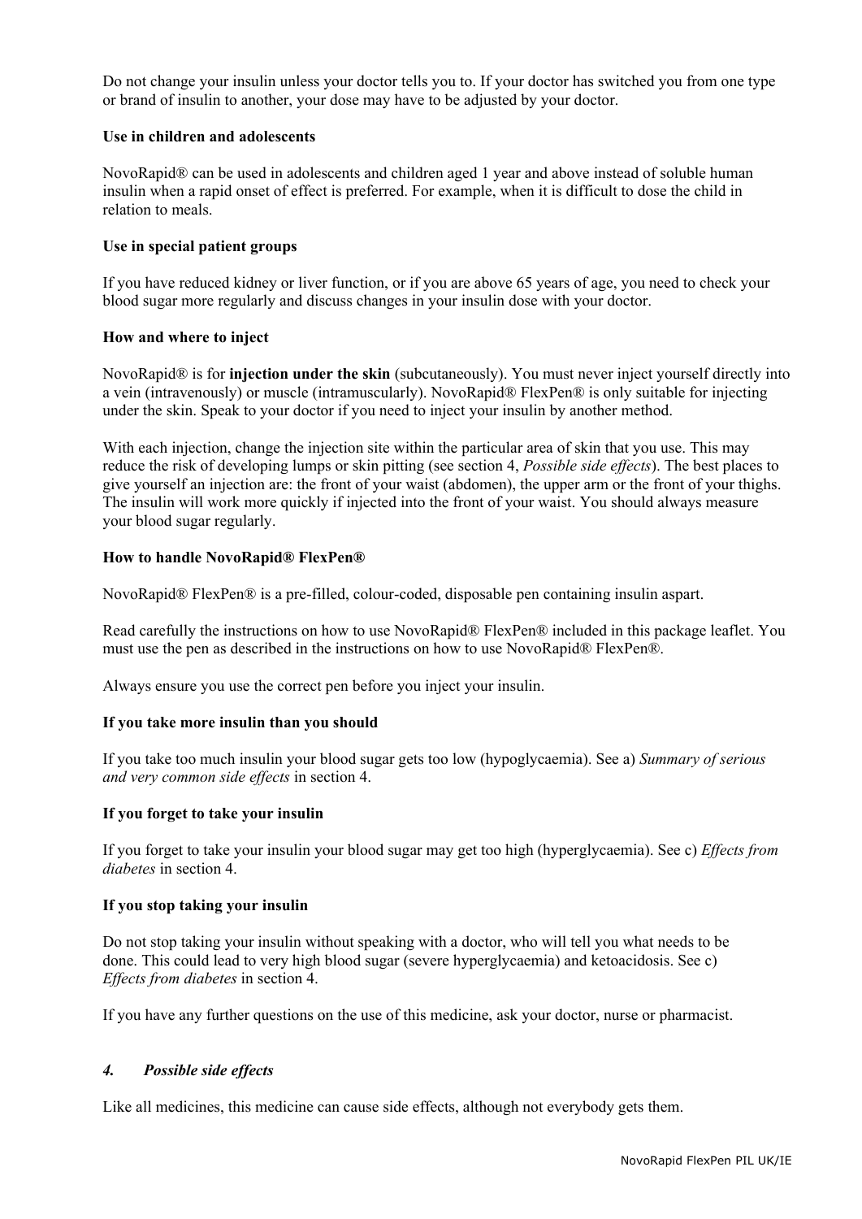Do not change your insulin unless your doctor tells you to. If your doctor has switched you from one type or brand of insulin to another, your dose may have to be adjusted by your doctor.

**Use in children and adolescents**

NovoRapid® can be used in adolescents and children aged 1 year and above instead of soluble human insulin when a rapid onset of effect is preferred. For example, when it is difficult to dose the child in relation to meals.

**Use in special patient groups**

If you have reduced kidney or liver function, or if you are above 65 years of age, you need to check your blood sugar more regularly and discuss changes in your insulin dose with your doctor.

**How and where to inject**

NovoRapid® is for **injection under the skin** (subcutaneously). You must never inject yourself directly into a vein (intravenously) or muscle (intramuscularly). NovoRapid® FlexPen® is only suitable for injecting under the skin. Speak to your doctor if you need to inject your insulin by another method.

With each injection, change the injection site within the particular area of skin that you use. This may reduce the risk of developing lumps or skin pitting (see section 4, *Possible side effects*). The best places to give yourself an injection are: the front of your waist (abdomen), the upper arm or the front of your thighs. The insulin will work more quickly if injected into the front of your waist. You should always measure your blood sugar regularly.

**How to handle NovoRapid® FlexPen®**

NovoRapid® FlexPen® is a pre-filled, colour-coded, disposable pen containing insulin aspart.

Read carefully the instructions on how to use NovoRapid® FlexPen® included in this package leaflet. You must use the pen as described in the instructions on how to use NovoRapid® FlexPen®.

Always ensure you use the correct pen before you inject your insulin.

**If you take more insulin than you should**

If you take too much insulin your blood sugar gets too low (hypoglycaemia). See a) *Summary of serious and very common side effects* in section 4.

**If you forget to take your insulin**

If you forget to take your insulin your blood sugar may get too high (hyperglycaemia). See c) *Effects from diabetes* in section 4.

**If you stop taking your insulin**

Do not stop taking your insulin without speaking with a doctor, who will tell you what needs to be done. This could lead to very high blood sugar (severe hyperglycaemia) and ketoacidosis. See c) *Effects from diabetes* in section 4.

If you have any further questions on the use of this medicine, ask your doctor, nurse or pharmacist.

## *4. Possible side effects*

Like all medicines, this medicine can cause side effects, although not everybody gets them.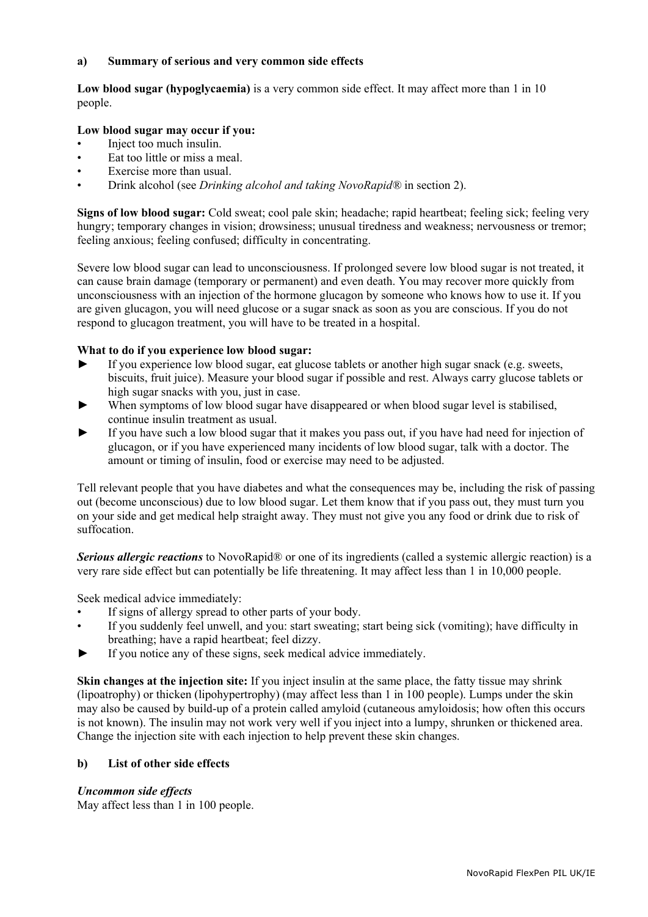### a) Summary of serious and very common side effects

**Low blood sugar (hypoglycaemia)** is a very common side effect. It may affect more than 1 in 10 people.

**Low blood sugar may occur if you:**

- Inject too much insulin.
- Eat too little or miss a meal.
- Exercise more than usual.
- Drink alcohol (see *Drinking alcohol and taking NovoRapid®* in section 2).

**Signs of low blood sugar:** Cold sweat; cool pale skin; headache; rapid heartbeat; feeling sick; feeling very hungry; temporary changes in vision; drowsiness; unusual tiredness and weakness; nervousness or tremor; feeling anxious; feeling confused; difficulty in concentrating.

Severe low blood sugar can lead to unconsciousness. If prolonged severe low blood sugar is not treated, it can cause brain damage (temporary or permanent) and even death. You may recover more quickly from unconsciousness with an injection of the hormone glucagon by someone who knows how to use it. If you are given glucagon, you will need glucose or a sugar snack as soon as you are conscious. If you do not respond to glucagon treatment, you will have to be treated in a hospital.

**What to do if you experience low blood sugar:**

► If you experience low blood sugar, eat glucose tablets or another high sugar snack (e.g. sweets, biscuits, fruit juice). Measure your blood sugar if possible and rest. Always carry glucose tablets or high sugar snacks with you, just in case.

► When symptoms of low blood sugar have disappeared or when blood sugar level is stabilised, continue insulin treatment as usual.

► If you have such a low blood sugar that it makes you pass out, if you have had need for injection of glucagon, or if you have experienced many incidents of low blood sugar, talk with a doctor. The amount or timing of insulin, food or exercise may need to be adjusted.

Tell relevant people that you have diabetes and what the consequences may be, including the risk of passing out (become unconscious) due to low blood sugar. Let them know that if you pass out, they must turn you on your side and get medical help straight away. They must not give you any food or drink due to risk of suffocation.

***Serious allergic reactions*** to NovoRapid® or one of its ingredients (called a systemic allergic reaction) is a very rare side effect but can potentially be life threatening. It may affect less than 1 in 10,000 people.

Seek medical advice immediately:

- If signs of allergy spread to other parts of your body.
- If you suddenly feel unwell, and you: start sweating; start being sick (vomiting); have difficulty in breathing; have a rapid heartbeat; feel dizzy.

► If you notice any of these signs, seek medical advice immediately.

**Skin changes at the injection site:** If you inject insulin at the same place, the fatty tissue may shrink (lipoatrophy) or thicken (lipohypertrophy) (may affect less than 1 in 100 people). Lumps under the skin may also be caused by build-up of a protein called amyloid (cutaneous amyloidosis; how often this occurs is not known). The insulin may not work very well if you inject into a lumpy, shrunken or thickened area. Change the injection site with each injection to help prevent these skin changes.

### b) List of other side effects

***Uncommon side effects***

May affect less than 1 in 100 people.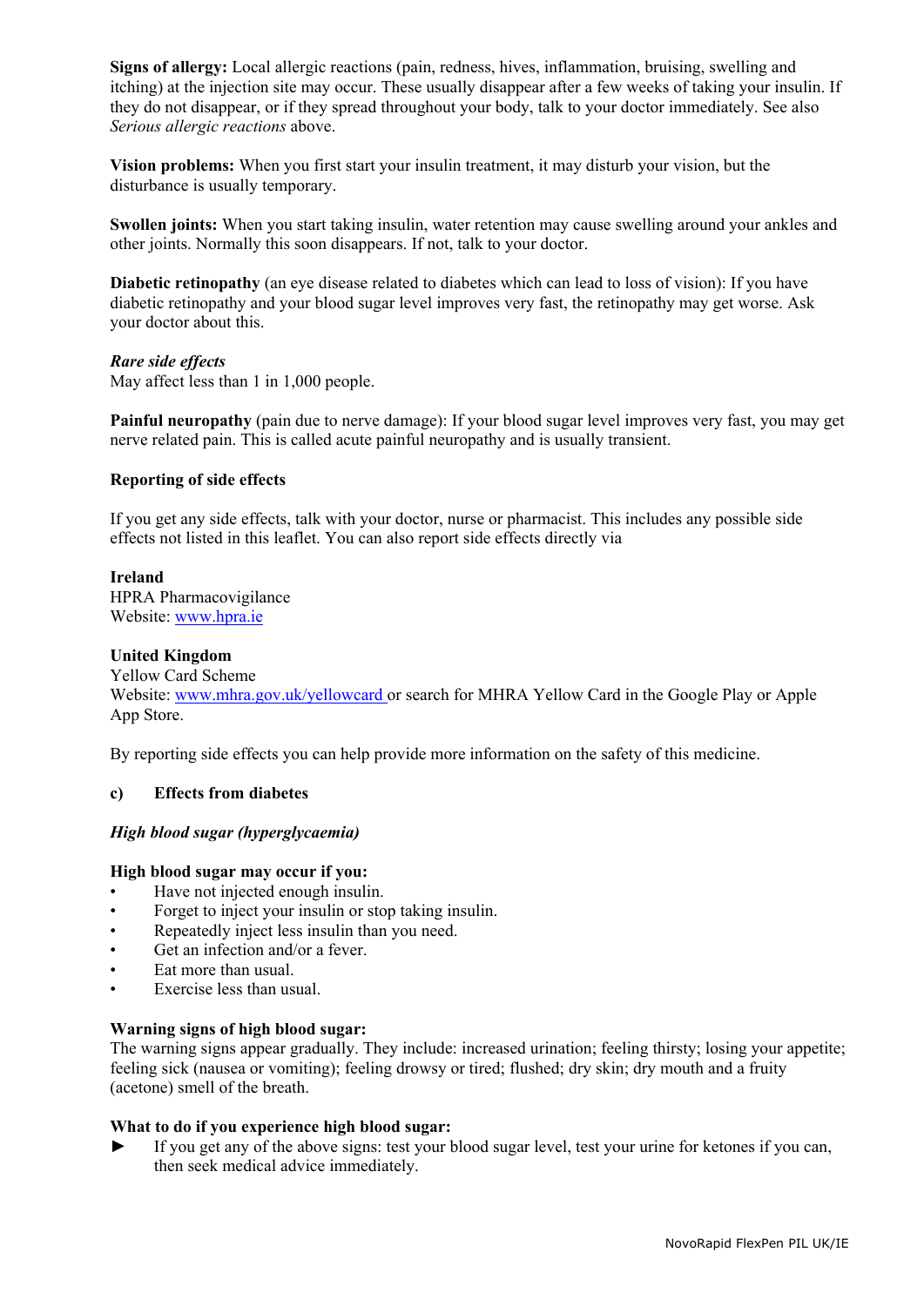**Signs of allergy:** Local allergic reactions (pain, redness, hives, inflammation, bruising, swelling and itching) at the injection site may occur. These usually disappear after a few weeks of taking your insulin. If they do not disappear, or if they spread throughout your body, talk to your doctor immediately. See also *Serious allergic reactions* above.

**Vision problems:** When you first start your insulin treatment, it may disturb your vision, but the disturbance is usually temporary.

**Swollen joints:** When you start taking insulin, water retention may cause swelling around your ankles and other joints. Normally this soon disappears. If not, talk to your doctor.

**Diabetic retinopathy** (an eye disease related to diabetes which can lead to loss of vision): If you have diabetic retinopathy and your blood sugar level improves very fast, the retinopathy may get worse. Ask your doctor about this.

***Rare side effects***
May affect less than 1 in 1,000 people.

**Painful neuropathy** (pain due to nerve damage): If your blood sugar level improves very fast, you may get nerve related pain. This is called acute painful neuropathy and is usually transient.

**Reporting of side effects**

If you get any side effects, talk with your doctor, nurse or pharmacist. This includes any possible side effects not listed in this leaflet. You can also report side effects directly via

**Ireland**
HPRA Pharmacovigilance
Website: www.hpra.ie

**United Kingdom**
Yellow Card Scheme
Website: www.mhra.gov.uk/yellowcard or search for MHRA Yellow Card in the Google Play or Apple App Store.

By reporting side effects you can help provide more information on the safety of this medicine.

### c) Effects from diabetes

***High blood sugar (hyperglycaemia)***

**High blood sugar may occur if you:**

- Have not injected enough insulin.
- Forget to inject your insulin or stop taking insulin.
- Repeatedly inject less insulin than you need.
- Get an infection and/or a fever.
- Eat more than usual.
- Exercise less than usual.

**Warning signs of high blood sugar:**
The warning signs appear gradually. They include: increased urination; feeling thirsty; losing your appetite; feeling sick (nausea or vomiting); feeling drowsy or tired; flushed; dry skin; dry mouth and a fruity (acetone) smell of the breath.

**What to do if you experience high blood sugar:**

► If you get any of the above signs: test your blood sugar level, test your urine for ketones if you can, then seek medical advice immediately.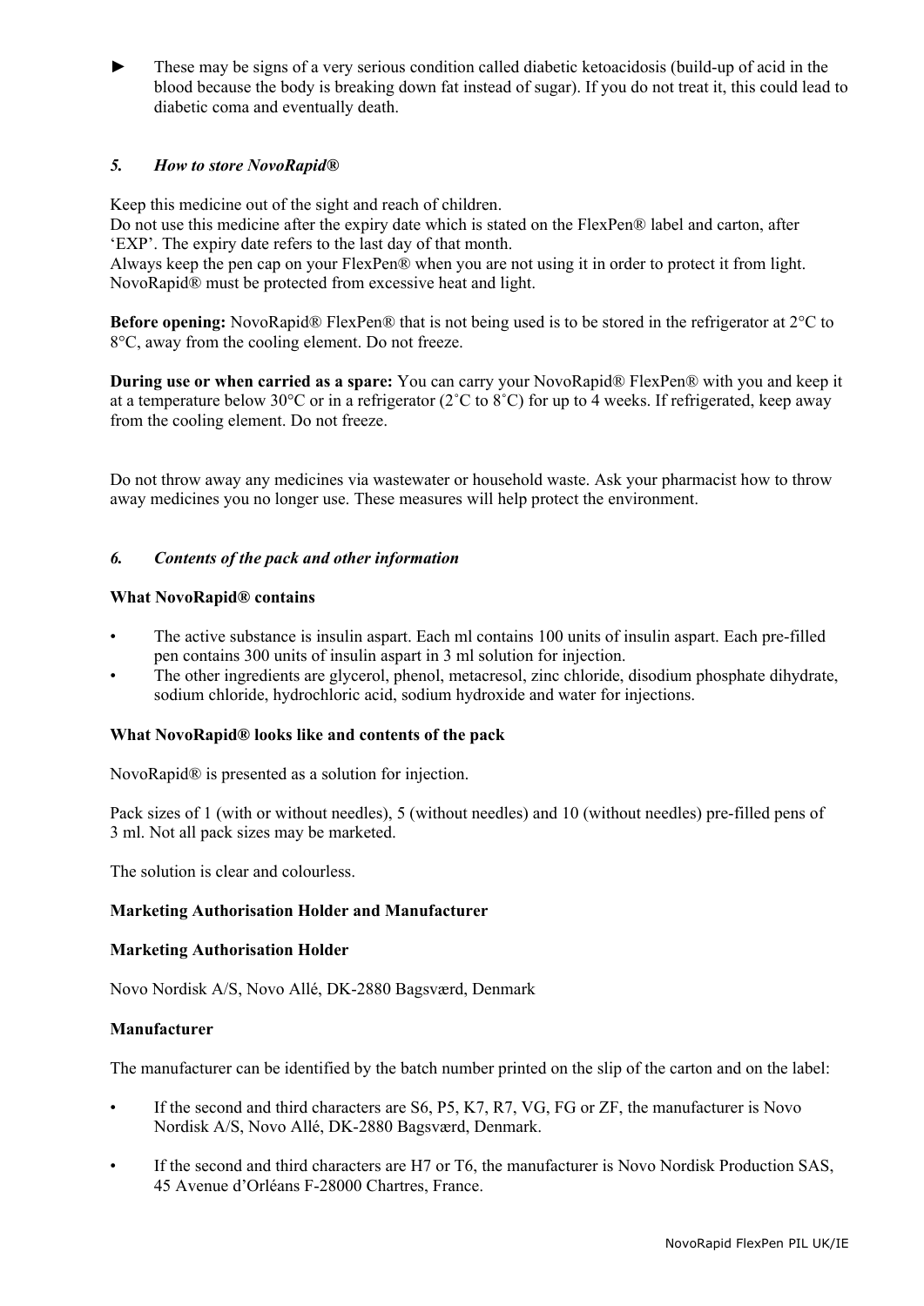► These may be signs of a very serious condition called diabetic ketoacidosis (build-up of acid in the blood because the body is breaking down fat instead of sugar). If you do not treat it, this could lead to diabetic coma and eventually death.

## *5. How to store NovoRapid®*

Keep this medicine out of the sight and reach of children.
Do not use this medicine after the expiry date which is stated on the FlexPen® label and carton, after 'EXP'. The expiry date refers to the last day of that month.
Always keep the pen cap on your FlexPen® when you are not using it in order to protect it from light.
NovoRapid® must be protected from excessive heat and light.

**Before opening:** NovoRapid® FlexPen® that is not being used is to be stored in the refrigerator at 2°C to 8°C, away from the cooling element. Do not freeze.

**During use or when carried as a spare:** You can carry your NovoRapid® FlexPen® with you and keep it at a temperature below 30°C or in a refrigerator (2˚C to 8˚C) for up to 4 weeks. If refrigerated, keep away from the cooling element. Do not freeze.

Do not throw away any medicines via wastewater or household waste. Ask your pharmacist how to throw away medicines you no longer use. These measures will help protect the environment.

## *6. Contents of the pack and other information*

**What NovoRapid® contains**

- The active substance is insulin aspart. Each ml contains 100 units of insulin aspart. Each pre-filled pen contains 300 units of insulin aspart in 3 ml solution for injection.
- The other ingredients are glycerol, phenol, metacresol, zinc chloride, disodium phosphate dihydrate, sodium chloride, hydrochloric acid, sodium hydroxide and water for injections.

**What NovoRapid® looks like and contents of the pack**

NovoRapid® is presented as a solution for injection.

Pack sizes of 1 (with or without needles), 5 (without needles) and 10 (without needles) pre-filled pens of 3 ml. Not all pack sizes may be marketed.

The solution is clear and colourless.

**Marketing Authorisation Holder and Manufacturer**

**Marketing Authorisation Holder**

Novo Nordisk A/S, Novo Allé, DK-2880 Bagsværd, Denmark

**Manufacturer**

The manufacturer can be identified by the batch number printed on the slip of the carton and on the label:

- If the second and third characters are S6, P5, K7, R7, VG, FG or ZF, the manufacturer is Novo Nordisk A/S, Novo Allé, DK-2880 Bagsværd, Denmark.

- If the second and third characters are H7 or T6, the manufacturer is Novo Nordisk Production SAS, 45 Avenue d'Orléans F-28000 Chartres, France.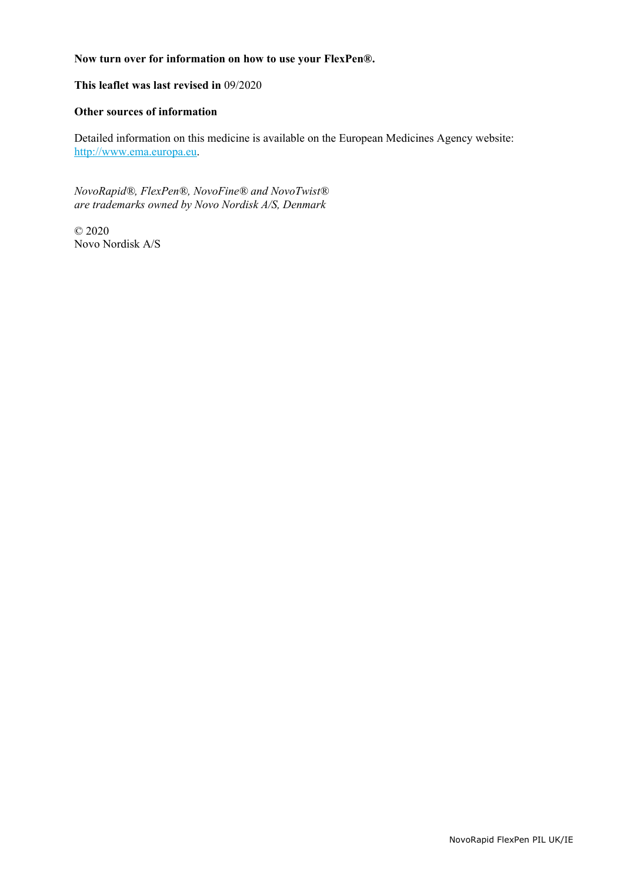**Now turn over for information on how to use your FlexPen®.**

**This leaflet was last revised in** 09/2020

**Other sources of information**

Detailed information on this medicine is available on the European Medicines Agency website: [http://www.ema.europa.eu](http://www.ema.europa.eu).

*NovoRapid®, FlexPen®, NovoFine® and NovoTwist®*
*are trademarks owned by Novo Nordisk A/S, Denmark*

© 2020
Novo Nordisk A/S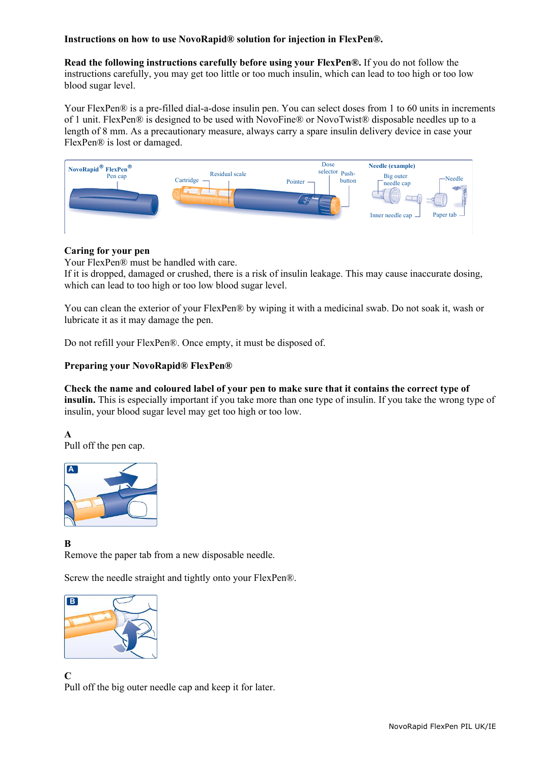**Instructions on how to use NovoRapid® solution for injection in FlexPen®.**

**Read the following instructions carefully before using your FlexPen®.** If you do not follow the instructions carefully, you may get too little or too much insulin, which can lead to too high or too low blood sugar level.

Your FlexPen® is a pre-filled dial-a-dose insulin pen. You can select doses from 1 to 60 units in increments of 1 unit. FlexPen® is designed to be used with NovoFine® or NovoTwist® disposable needles up to a length of 8 mm. As a precautionary measure, always carry a spare insulin delivery device in case your FlexPen® is lost or damaged.

NovoRapid® FlexPen® Pen cap, Cartridge, Residual scale, Pointer, Dose selector, Push-button, Needle (example), Big outer needle cap, Inner needle cap, Needle, Paper tab

**Caring for your pen**

Your FlexPen® must be handled with care.
If it is dropped, damaged or crushed, there is a risk of insulin leakage. This may cause inaccurate dosing, which can lead to too high or too low blood sugar level.

You can clean the exterior of your FlexPen® by wiping it with a medicinal swab. Do not soak it, wash or lubricate it as it may damage the pen.

Do not refill your FlexPen®. Once empty, it must be disposed of.

**Preparing your NovoRapid® FlexPen®**

**Check the name and coloured label of your pen to make sure that it contains the correct type of insulin.** This is especially important if you take more than one type of insulin. If you take the wrong type of insulin, your blood sugar level may get too high or too low.

**A**

Pull off the pen cap.

**B**

Remove the paper tab from a new disposable needle.

Screw the needle straight and tightly onto your FlexPen®.

**C**

Pull off the big outer needle cap and keep it for later.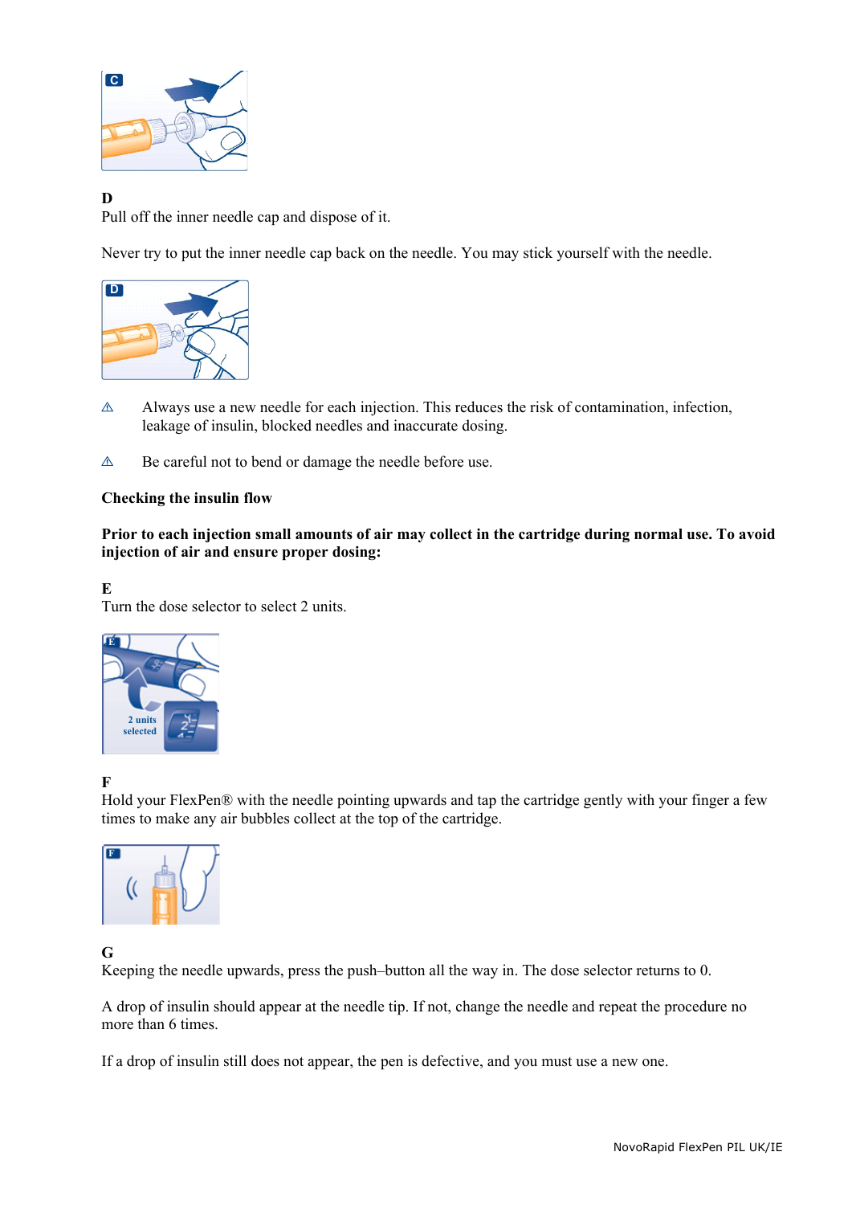**D**
Pull off the inner needle cap and dispose of it.

Never try to put the inner needle cap back on the needle. You may stick yourself with the needle.

⚠ Always use a new needle for each injection. This reduces the risk of contamination, infection, leakage of insulin, blocked needles and inaccurate dosing.

⚠ Be careful not to bend or damage the needle before use.

**Checking the insulin flow**

**Prior to each injection small amounts of air may collect in the cartridge during normal use. To avoid injection of air and ensure proper dosing:**

**E**
Turn the dose selector to select 2 units.

**F**
Hold your FlexPen® with the needle pointing upwards and tap the cartridge gently with your finger a few times to make any air bubbles collect at the top of the cartridge.

**G**
Keeping the needle upwards, press the push–button all the way in. The dose selector returns to 0.

A drop of insulin should appear at the needle tip. If not, change the needle and repeat the procedure no more than 6 times.

If a drop of insulin still does not appear, the pen is defective, and you must use a new one.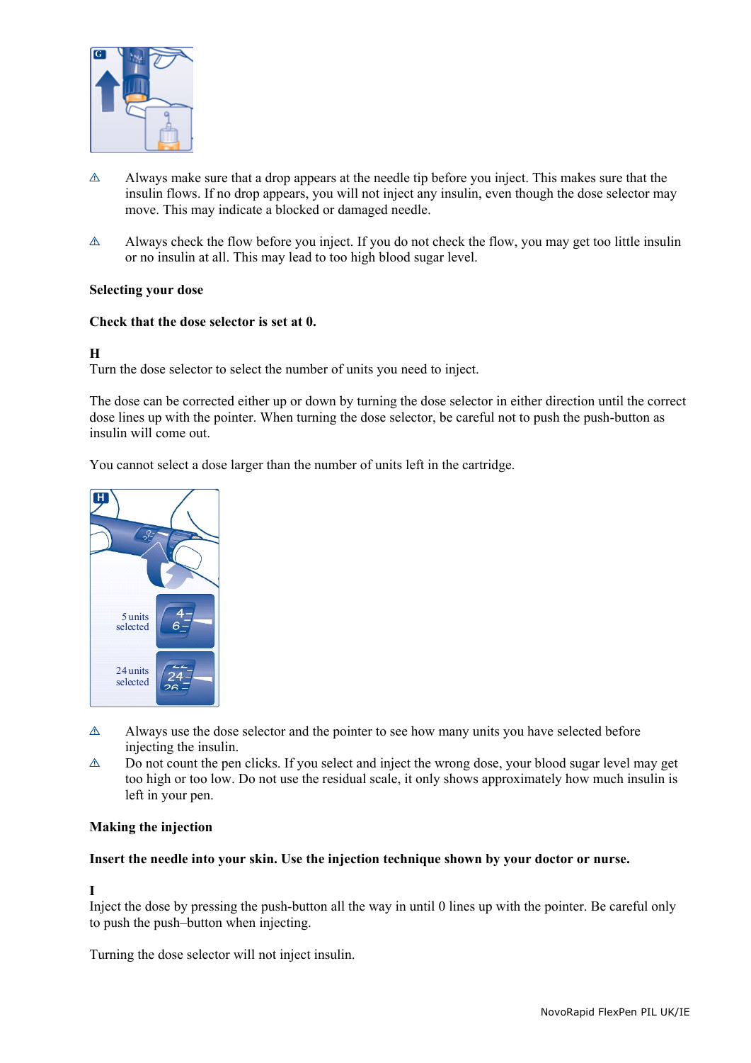⚠ Always make sure that a drop appears at the needle tip before you inject. This makes sure that the insulin flows. If no drop appears, you will not inject any insulin, even though the dose selector may move. This may indicate a blocked or damaged needle.

⚠ Always check the flow before you inject. If you do not check the flow, you may get too little insulin or no insulin at all. This may lead to too high blood sugar level.

**Selecting your dose**

**Check that the dose selector is set at 0.**

**H**
Turn the dose selector to select the number of units you need to inject.

The dose can be corrected either up or down by turning the dose selector in either direction until the correct dose lines up with the pointer. When turning the dose selector, be careful not to push the push-button as insulin will come out.

You cannot select a dose larger than the number of units left in the cartridge.

⚠ Always use the dose selector and the pointer to see how many units you have selected before injecting the insulin.

⚠ Do not count the pen clicks. If you select and inject the wrong dose, your blood sugar level may get too high or too low. Do not use the residual scale, it only shows approximately how much insulin is left in your pen.

**Making the injection**

**Insert the needle into your skin. Use the injection technique shown by your doctor or nurse.**

**I**
Inject the dose by pressing the push-button all the way in until 0 lines up with the pointer. Be careful only to push the push–button when injecting.

Turning the dose selector will not inject insulin.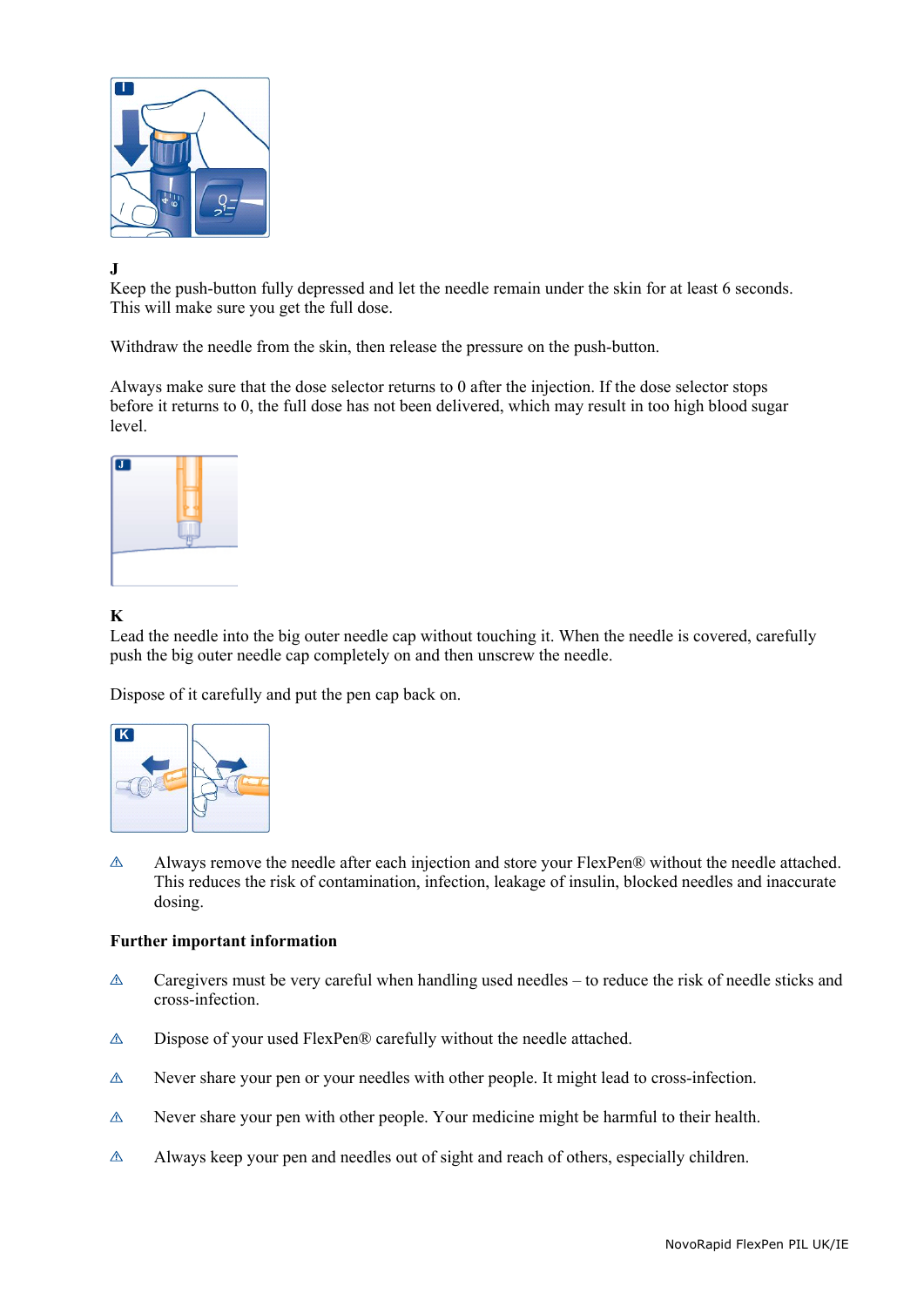**J**
Keep the push-button fully depressed and let the needle remain under the skin for at least 6 seconds. This will make sure you get the full dose.

Withdraw the needle from the skin, then release the pressure on the push-button.

Always make sure that the dose selector returns to 0 after the injection. If the dose selector stops before it returns to 0, the full dose has not been delivered, which may result in too high blood sugar level.

**K**
Lead the needle into the big outer needle cap without touching it. When the needle is covered, carefully push the big outer needle cap completely on and then unscrew the needle.

Dispose of it carefully and put the pen cap back on.

⚠ Always remove the needle after each injection and store your FlexPen® without the needle attached. This reduces the risk of contamination, infection, leakage of insulin, blocked needles and inaccurate dosing.

**Further important information**

⚠ Caregivers must be very careful when handling used needles – to reduce the risk of needle sticks and cross-infection.

⚠ Dispose of your used FlexPen® carefully without the needle attached.

⚠ Never share your pen or your needles with other people. It might lead to cross-infection.

⚠ Never share your pen with other people. Your medicine might be harmful to their health.

⚠ Always keep your pen and needles out of sight and reach of others, especially children.